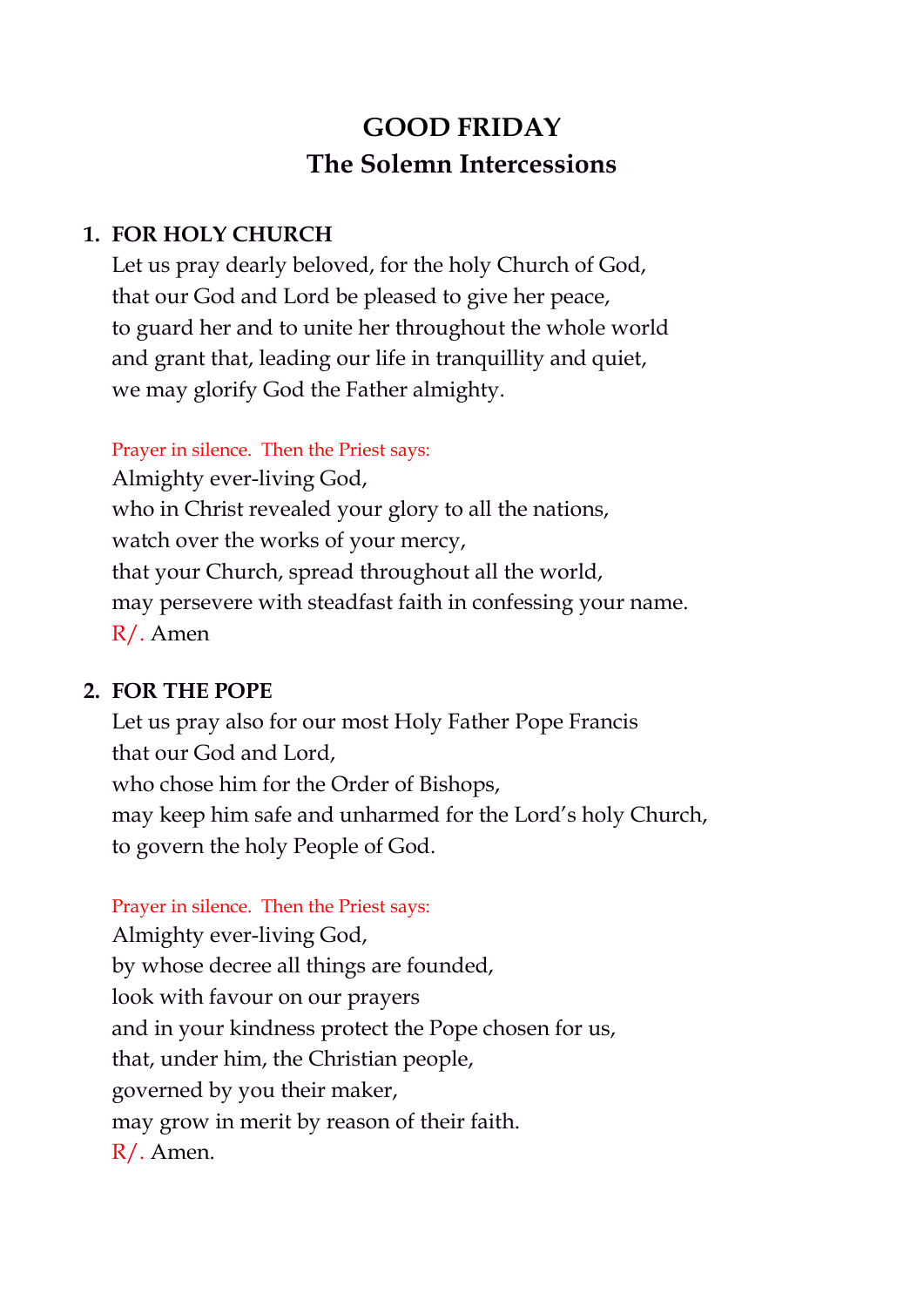# GOOD FRIDAY
## The Solemn Intercessions

### 1. FOR HOLY CHURCH

Let us pray dearly beloved, for the holy Church of God,
that our God and Lord be pleased to give her peace,
to guard her and to unite her throughout the whole world
and grant that, leading our life in tranquillity and quiet,
we may glorify God the Father almighty.

*Prayer in silence. Then the Priest says:*

Almighty ever-living God,
who in Christ revealed your glory to all the nations,
watch over the works of your mercy,
that your Church, spread throughout all the world,
may persevere with steadfast faith in confessing your name.
R/. Amen

### 2. FOR THE POPE

Let us pray also for our most Holy Father Pope Francis
that our God and Lord,
who chose him for the Order of Bishops,
may keep him safe and unharmed for the Lord's holy Church,
to govern the holy People of God.

*Prayer in silence. Then the Priest says:*

Almighty ever-living God,
by whose decree all things are founded,
look with favour on our prayers
and in your kindness protect the Pope chosen for us,
that, under him, the Christian people,
governed by you their maker,
may grow in merit by reason of their faith.
R/. Amen.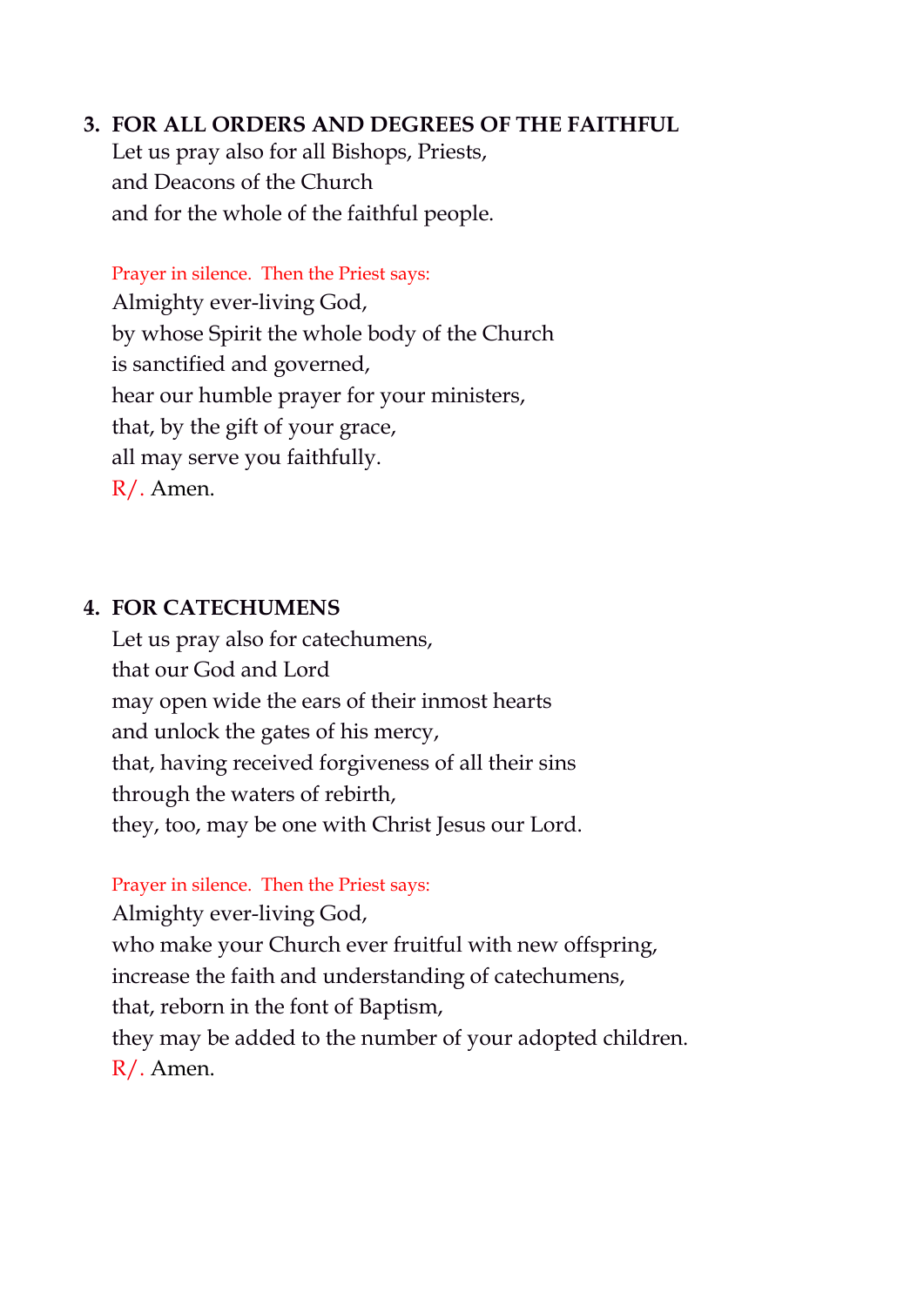**3. FOR ALL ORDERS AND DEGREES OF THE FAITHFUL**

Let us pray also for all Bishops, Priests,
and Deacons of the Church
and for the whole of the faithful people.

*Prayer in silence. Then the Priest says:*

Almighty ever-living God,
by whose Spirit the whole body of the Church
is sanctified and governed,
hear our humble prayer for your ministers,
that, by the gift of your grace,
all may serve you faithfully.
R/. Amen.

**4. FOR CATECHUMENS**

Let us pray also for catechumens,
that our God and Lord
may open wide the ears of their inmost hearts
and unlock the gates of his mercy,
that, having received forgiveness of all their sins
through the waters of rebirth,
they, too, may be one with Christ Jesus our Lord.

*Prayer in silence. Then the Priest says:*

Almighty ever-living God,
who make your Church ever fruitful with new offspring,
increase the faith and understanding of catechumens,
that, reborn in the font of Baptism,
they may be added to the number of your adopted children.
R/. Amen.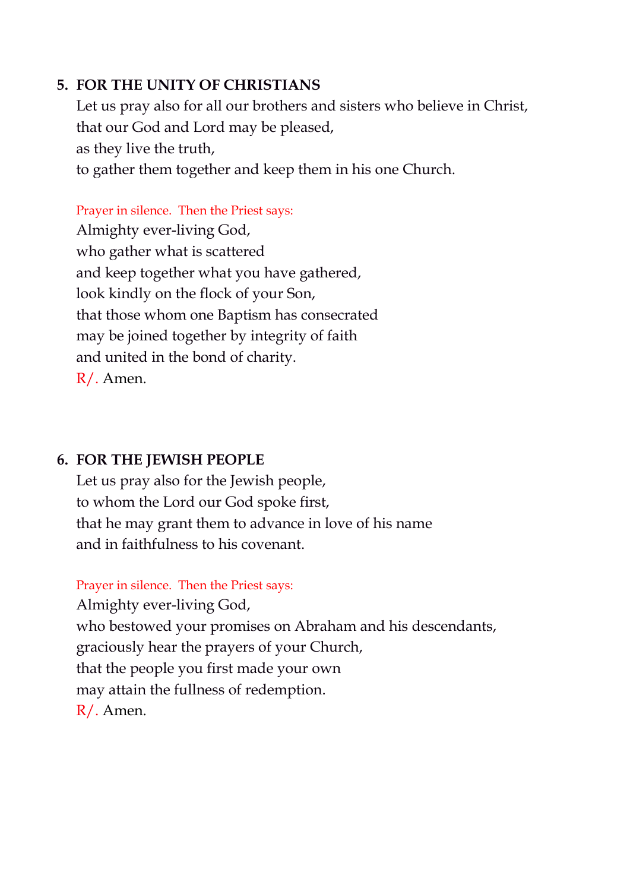## 5. FOR THE UNITY OF CHRISTIANS

Let us pray also for all our brothers and sisters who believe in Christ,  
that our God and Lord may be pleased,  
as they live the truth,  
to gather them together and keep them in his one Church.

Prayer in silence. Then the Priest says:

Almighty ever-living God,  
who gather what is scattered  
and keep together what you have gathered,  
look kindly on the flock of your Son,  
that those whom one Baptism has consecrated  
may be joined together by integrity of faith  
and united in the bond of charity.  
R/. Amen.

## 6. FOR THE JEWISH PEOPLE

Let us pray also for the Jewish people,  
to whom the Lord our God spoke first,  
that he may grant them to advance in love of his name  
and in faithfulness to his covenant.

Prayer in silence. Then the Priest says:

Almighty ever-living God,  
who bestowed your promises on Abraham and his descendants,  
graciously hear the prayers of your Church,  
that the people you first made your own  
may attain the fullness of redemption.  
R/. Amen.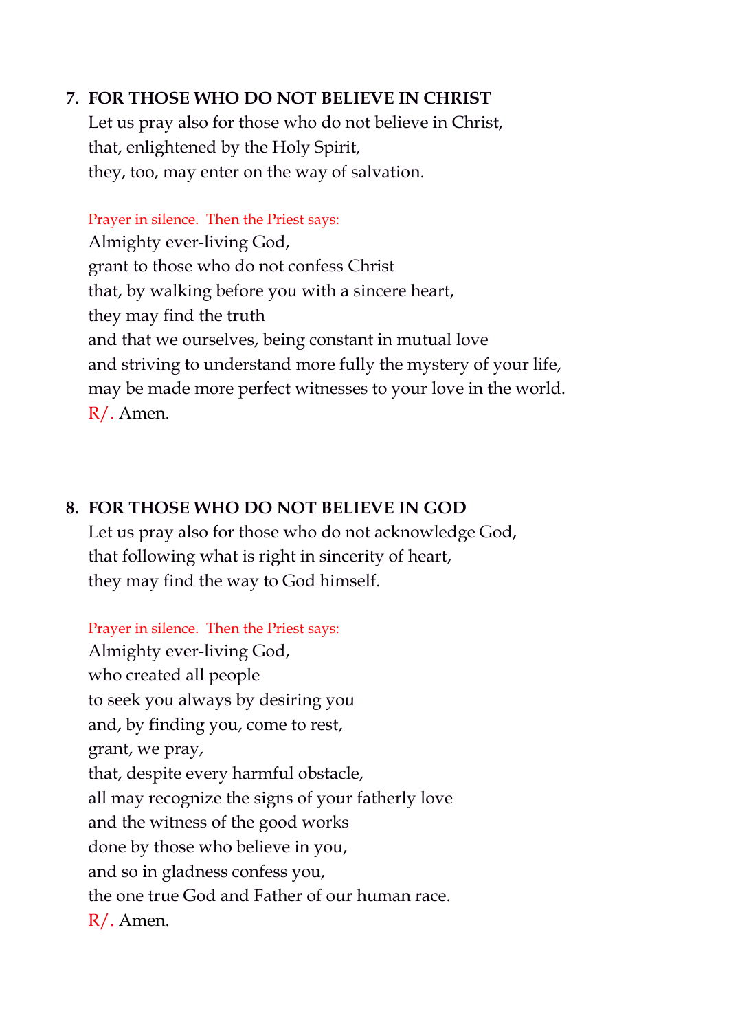**7. FOR THOSE WHO DO NOT BELIEVE IN CHRIST**

Let us pray also for those who do not believe in Christ,
that, enlightened by the Holy Spirit,
they, too, may enter on the way of salvation.

Prayer in silence. Then the Priest says:

Almighty ever-living God,
grant to those who do not confess Christ
that, by walking before you with a sincere heart,
they may find the truth
and that we ourselves, being constant in mutual love
and striving to understand more fully the mystery of your life,
may be made more perfect witnesses to your love in the world.
R/. Amen.

**8. FOR THOSE WHO DO NOT BELIEVE IN GOD**

Let us pray also for those who do not acknowledge God,
that following what is right in sincerity of heart,
they may find the way to God himself.

Prayer in silence. Then the Priest says:

Almighty ever-living God,
who created all people
to seek you always by desiring you
and, by finding you, come to rest,
grant, we pray,
that, despite every harmful obstacle,
all may recognize the signs of your fatherly love
and the witness of the good works
done by those who believe in you,
and so in gladness confess you,
the one true God and Father of our human race.
R/. Amen.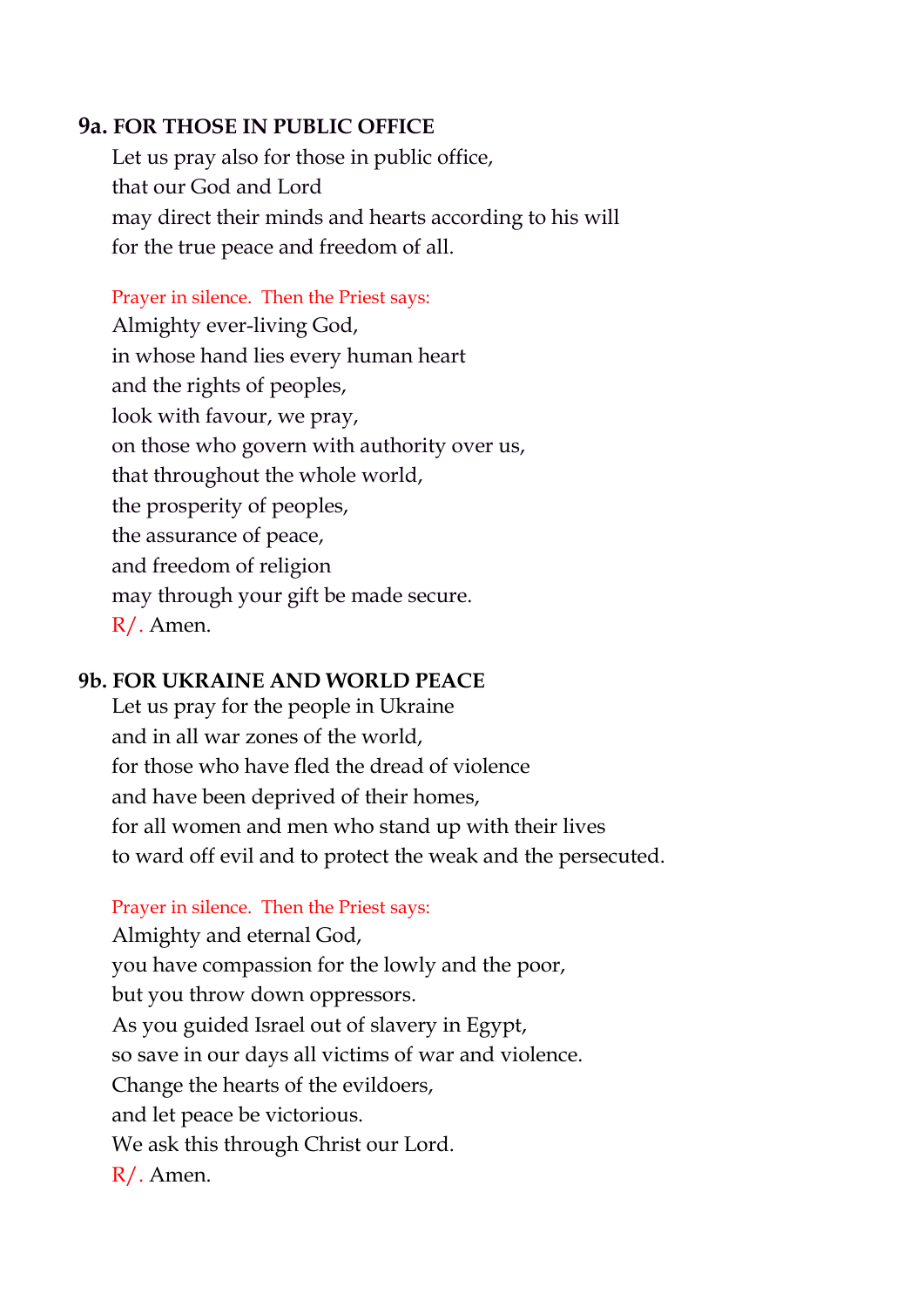**9a. FOR THOSE IN PUBLIC OFFICE**

Let us pray also for those in public office,
that our God and Lord
may direct their minds and hearts according to his will
for the true peace and freedom of all.

*Prayer in silence. Then the Priest says:*

Almighty ever-living God,
in whose hand lies every human heart
and the rights of peoples,
look with favour, we pray,
on those who govern with authority over us,
that throughout the whole world,
the prosperity of peoples,
the assurance of peace,
and freedom of religion
may through your gift be made secure.
R/. Amen.

**9b. FOR UKRAINE AND WORLD PEACE**

Let us pray for the people in Ukraine
and in all war zones of the world,
for those who have fled the dread of violence
and have been deprived of their homes,
for all women and men who stand up with their lives
to ward off evil and to protect the weak and the persecuted.

*Prayer in silence. Then the Priest says:*

Almighty and eternal God,
you have compassion for the lowly and the poor,
but you throw down oppressors.
As you guided Israel out of slavery in Egypt,
so save in our days all victims of war and violence.
Change the hearts of the evildoers,
and let peace be victorious.
We ask this through Christ our Lord.
R/. Amen.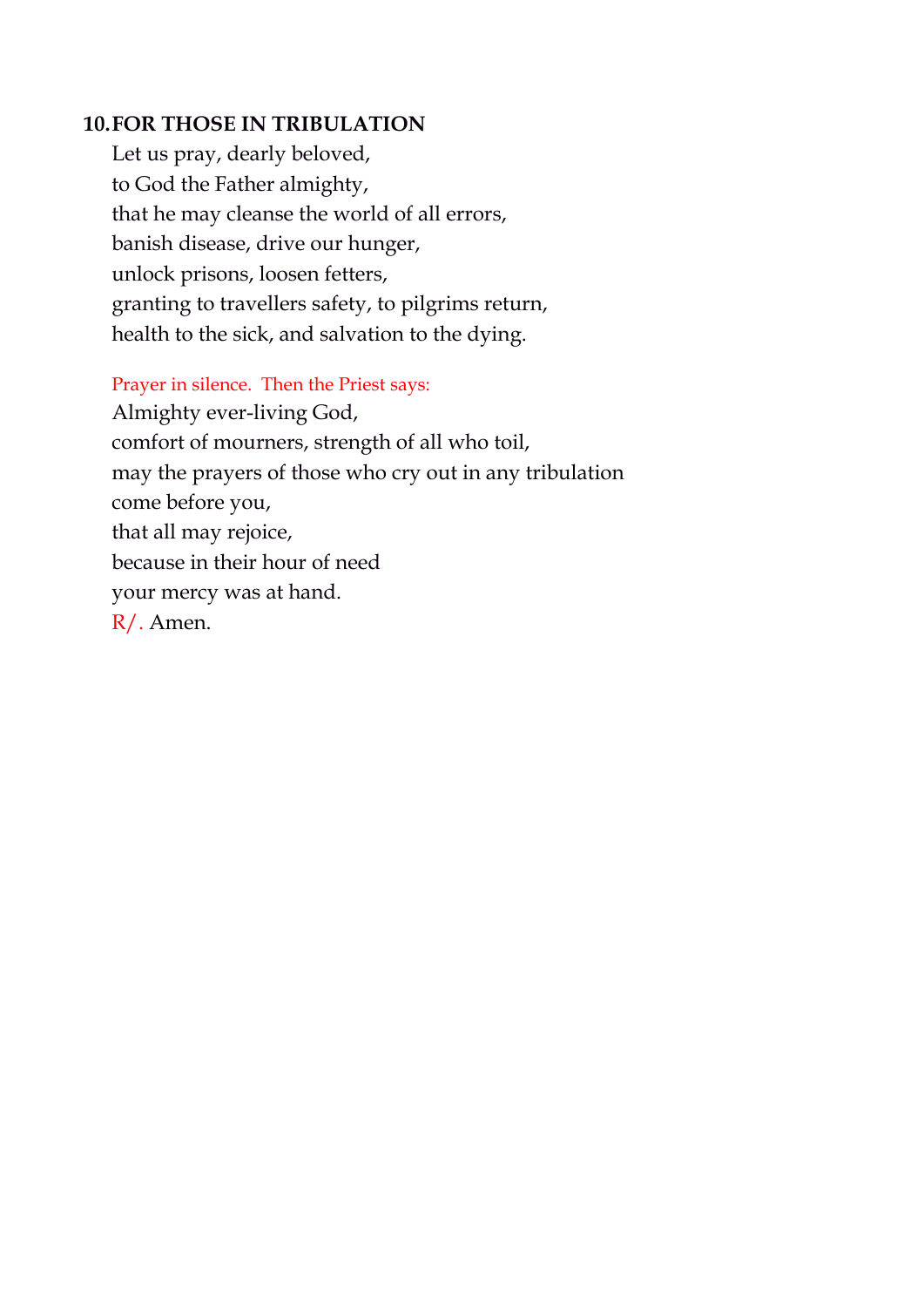**10. FOR THOSE IN TRIBULATION**

Let us pray, dearly beloved,
to God the Father almighty,
that he may cleanse the world of all errors,
banish disease, drive our hunger,
unlock prisons, loosen fetters,
granting to travellers safety, to pilgrims return,
health to the sick, and salvation to the dying.

*Prayer in silence. Then the Priest says:*

Almighty ever-living God,
comfort of mourners, strength of all who toil,
may the prayers of those who cry out in any tribulation
come before you,
that all may rejoice,
because in their hour of need
your mercy was at hand.
R/. Amen.